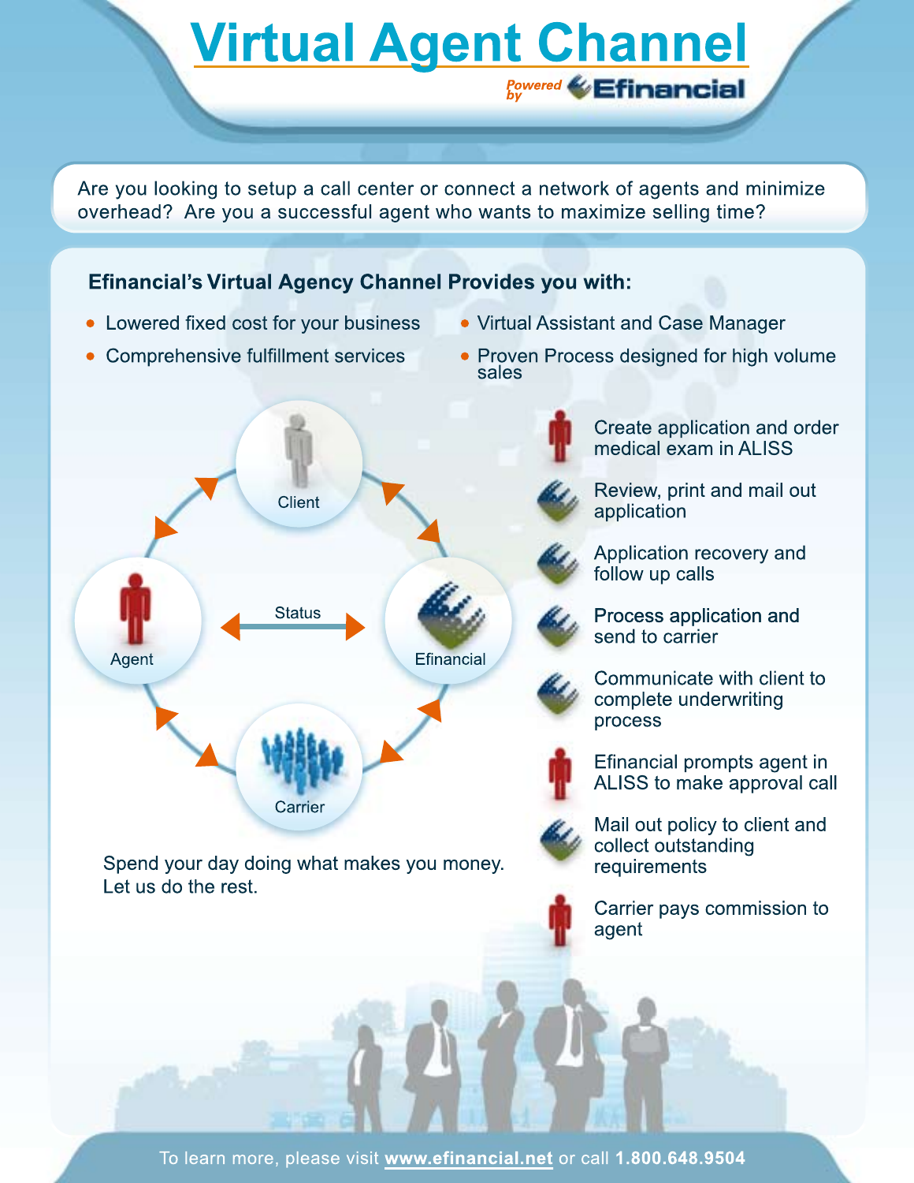# Virtual Agent Channel

Powered by Efinancial

Are you looking to setup a call center or connect a network of agents and minimize overhead? Are you a successful agent who wants to maximize selling time?

## Efinancial's Virtual Agency Channel Provides you with:

- Lowered fixed cost for your business
- Comprehensive fulfillment services
- Virtual Assistant and Case Manager
- Proven Process designed for high volume sales

Client

Agent

Status

Efinancial

Carrier

Spend your day doing what makes you money. Let us do the rest.

- Create application and order medical exam in ALISS
- Review, print and mail out application
- Application recovery and follow up calls
- Process application and send to carrier
- Communicate with client to complete underwriting process
- Efinancial prompts agent in ALISS to make approval call
- Mail out policy to client and collect outstanding requirements
- Carrier pays commission to agent

To learn more, please visit **www.efinancial.net** or call **1.800.648.9504**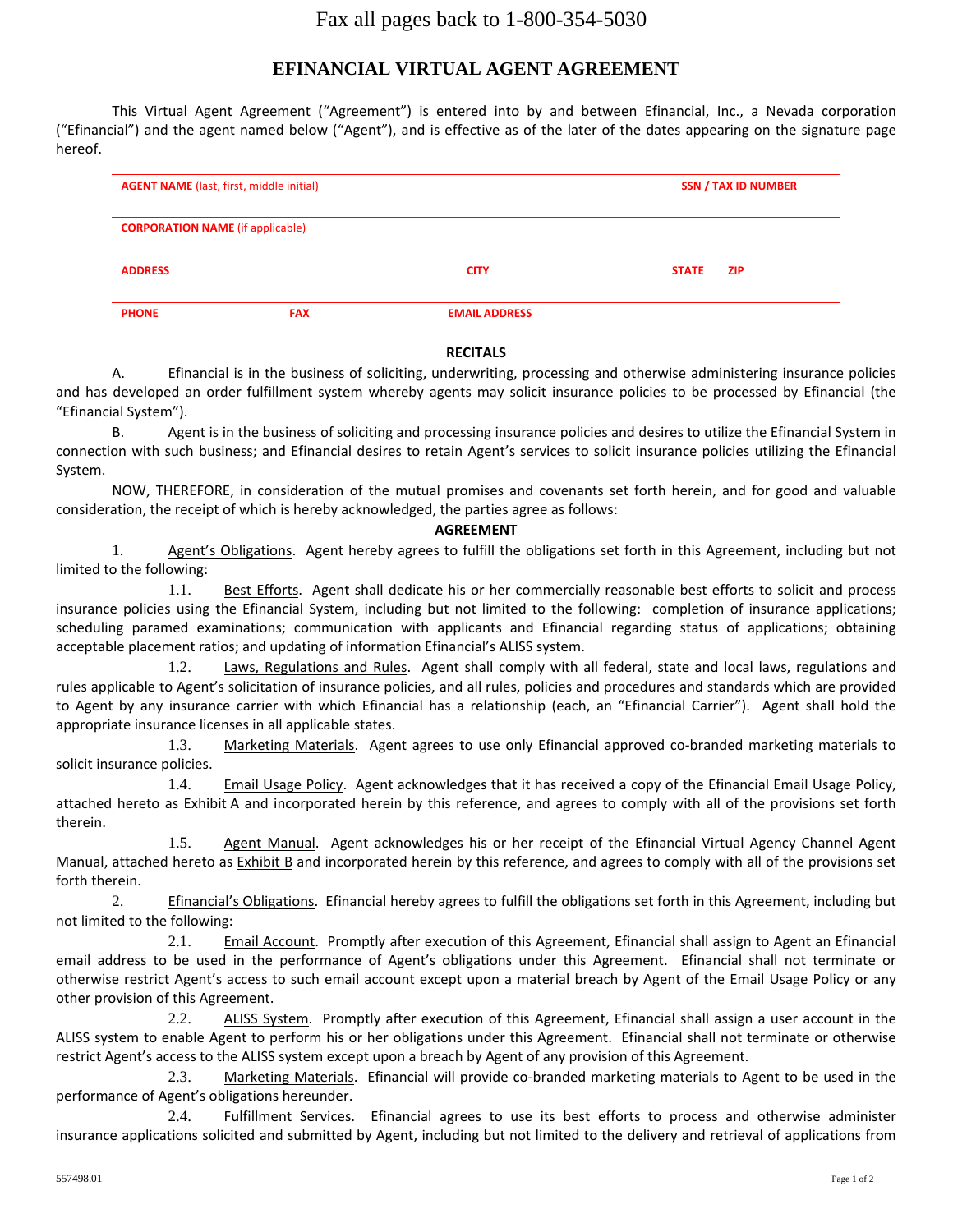Fax all pages back to 1-800-354-5030

# EFINANCIAL VIRTUAL AGENT AGREEMENT

This Virtual Agent Agreement ("Agreement") is entered into by and between Efinancial, Inc., a Nevada corporation ("Efinancial") and the agent named below ("Agent"), and is effective as of the later of the dates appearing on the signature page hereof.

| **AGENT NAME** (last, first, middle initial) | | | **SSN / TAX ID NUMBER** | |
|---|---|---|---|---|
| **CORPORATION NAME** (if applicable) | | | | |
| **ADDRESS** | | **CITY** | **STATE** | **ZIP** |
| **PHONE** | **FAX** | **EMAIL ADDRESS** | | |

## RECITALS

A. Efinancial is in the business of soliciting, underwriting, processing and otherwise administering insurance policies and has developed an order fulfillment system whereby agents may solicit insurance policies to be processed by Efinancial (the "Efinancial System").

B. Agent is in the business of soliciting and processing insurance policies and desires to utilize the Efinancial System in connection with such business; and Efinancial desires to retain Agent's services to solicit insurance policies utilizing the Efinancial System.

NOW, THEREFORE, in consideration of the mutual promises and covenants set forth herein, and for good and valuable consideration, the receipt of which is hereby acknowledged, the parties agree as follows:

## AGREEMENT

1. Agent's Obligations. Agent hereby agrees to fulfill the obligations set forth in this Agreement, including but not limited to the following:

1.1. Best Efforts. Agent shall dedicate his or her commercially reasonable best efforts to solicit and process insurance policies using the Efinancial System, including but not limited to the following: completion of insurance applications; scheduling paramed examinations; communication with applicants and Efinancial regarding status of applications; obtaining acceptable placement ratios; and updating of information Efinancial's ALISS system.

1.2. Laws, Regulations and Rules. Agent shall comply with all federal, state and local laws, regulations and rules applicable to Agent's solicitation of insurance policies, and all rules, policies and procedures and standards which are provided to Agent by any insurance carrier with which Efinancial has a relationship (each, an "Efinancial Carrier"). Agent shall hold the appropriate insurance licenses in all applicable states.

1.3. Marketing Materials. Agent agrees to use only Efinancial approved co-branded marketing materials to solicit insurance policies.

1.4. Email Usage Policy. Agent acknowledges that it has received a copy of the Efinancial Email Usage Policy, attached hereto as Exhibit A and incorporated herein by this reference, and agrees to comply with all of the provisions set forth therein.

1.5. Agent Manual. Agent acknowledges his or her receipt of the Efinancial Virtual Agency Channel Agent Manual, attached hereto as Exhibit B and incorporated herein by this reference, and agrees to comply with all of the provisions set forth therein.

2. Efinancial's Obligations. Efinancial hereby agrees to fulfill the obligations set forth in this Agreement, including but not limited to the following:

2.1. Email Account. Promptly after execution of this Agreement, Efinancial shall assign to Agent an Efinancial email address to be used in the performance of Agent's obligations under this Agreement. Efinancial shall not terminate or otherwise restrict Agent's access to such email account except upon a material breach by Agent of the Email Usage Policy or any other provision of this Agreement.

2.2. ALISS System. Promptly after execution of this Agreement, Efinancial shall assign a user account in the ALISS system to enable Agent to perform his or her obligations under this Agreement. Efinancial shall not terminate or otherwise restrict Agent's access to the ALISS system except upon a breach by Agent of any provision of this Agreement.

2.3. Marketing Materials. Efinancial will provide co-branded marketing materials to Agent to be used in the performance of Agent's obligations hereunder.

2.4. Fulfillment Services. Efinancial agrees to use its best efforts to process and otherwise administer insurance applications solicited and submitted by Agent, including but not limited to the delivery and retrieval of applications from

557498.01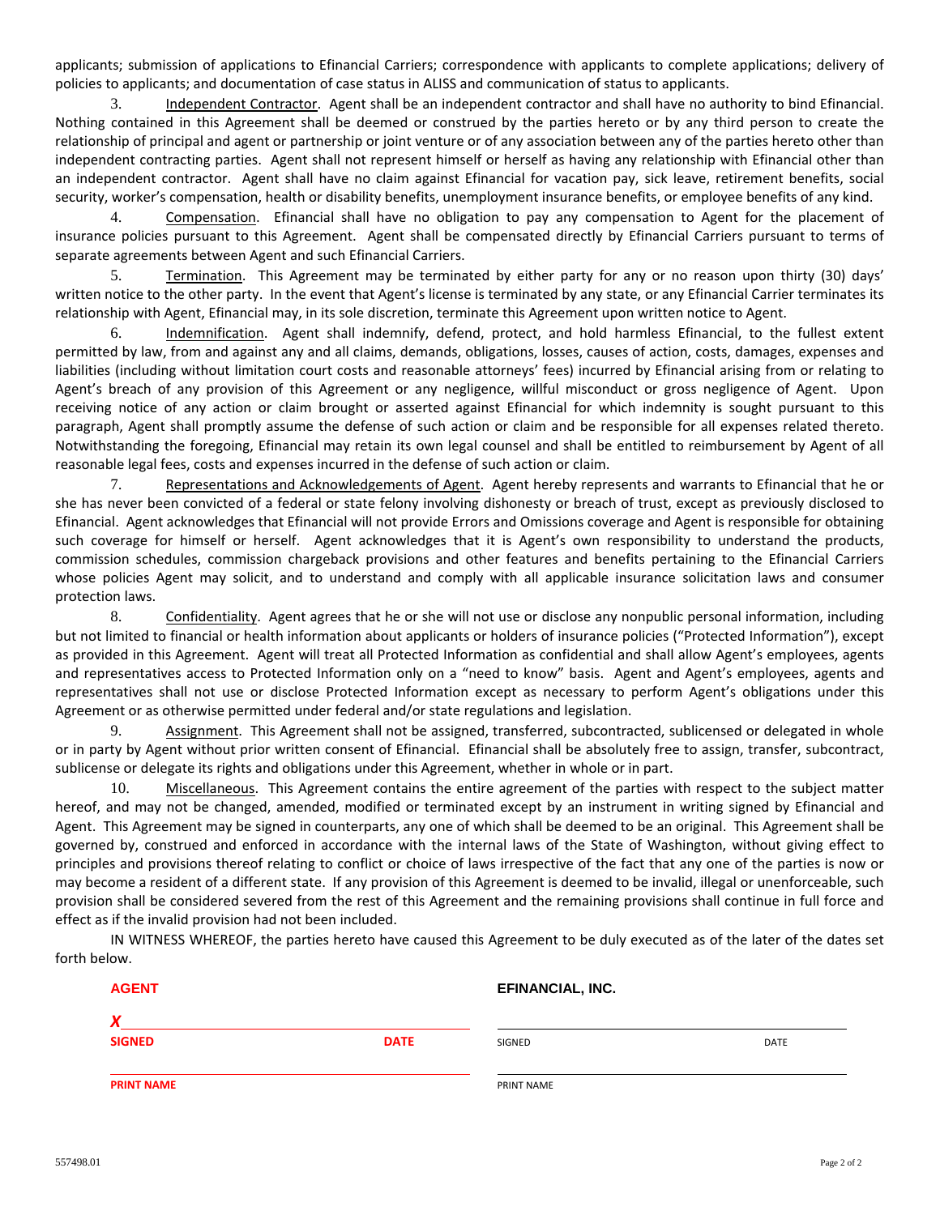applicants; submission of applications to Efinancial Carriers; correspondence with applicants to complete applications; delivery of policies to applicants; and documentation of case status in ALISS and communication of status to applicants.

3. Independent Contractor. Agent shall be an independent contractor and shall have no authority to bind Efinancial. Nothing contained in this Agreement shall be deemed or construed by the parties hereto or by any third person to create the relationship of principal and agent or partnership or joint venture or of any association between any of the parties hereto other than independent contracting parties. Agent shall not represent himself or herself as having any relationship with Efinancial other than an independent contractor. Agent shall have no claim against Efinancial for vacation pay, sick leave, retirement benefits, social security, worker's compensation, health or disability benefits, unemployment insurance benefits, or employee benefits of any kind.

4. Compensation. Efinancial shall have no obligation to pay any compensation to Agent for the placement of insurance policies pursuant to this Agreement. Agent shall be compensated directly by Efinancial Carriers pursuant to terms of separate agreements between Agent and such Efinancial Carriers.

5. Termination. This Agreement may be terminated by either party for any or no reason upon thirty (30) days' written notice to the other party. In the event that Agent's license is terminated by any state, or any Efinancial Carrier terminates its relationship with Agent, Efinancial may, in its sole discretion, terminate this Agreement upon written notice to Agent.

6. Indemnification. Agent shall indemnify, defend, protect, and hold harmless Efinancial, to the fullest extent permitted by law, from and against any and all claims, demands, obligations, losses, causes of action, costs, damages, expenses and liabilities (including without limitation court costs and reasonable attorneys' fees) incurred by Efinancial arising from or relating to Agent's breach of any provision of this Agreement or any negligence, willful misconduct or gross negligence of Agent. Upon receiving notice of any action or claim brought or asserted against Efinancial for which indemnity is sought pursuant to this paragraph, Agent shall promptly assume the defense of such action or claim and be responsible for all expenses related thereto. Notwithstanding the foregoing, Efinancial may retain its own legal counsel and shall be entitled to reimbursement by Agent of all reasonable legal fees, costs and expenses incurred in the defense of such action or claim.

7. Representations and Acknowledgements of Agent. Agent hereby represents and warrants to Efinancial that he or she has never been convicted of a federal or state felony involving dishonesty or breach of trust, except as previously disclosed to Efinancial. Agent acknowledges that Efinancial will not provide Errors and Omissions coverage and Agent is responsible for obtaining such coverage for himself or herself. Agent acknowledges that it is Agent's own responsibility to understand the products, commission schedules, commission chargeback provisions and other features and benefits pertaining to the Efinancial Carriers whose policies Agent may solicit, and to understand and comply with all applicable insurance solicitation laws and consumer protection laws.

8. Confidentiality. Agent agrees that he or she will not use or disclose any nonpublic personal information, including but not limited to financial or health information about applicants or holders of insurance policies ("Protected Information"), except as provided in this Agreement. Agent will treat all Protected Information as confidential and shall allow Agent's employees, agents and representatives access to Protected Information only on a "need to know" basis. Agent and Agent's employees, agents and representatives shall not use or disclose Protected Information except as necessary to perform Agent's obligations under this Agreement or as otherwise permitted under federal and/or state regulations and legislation.

9. Assignment. This Agreement shall not be assigned, transferred, subcontracted, sublicensed or delegated in whole or in party by Agent without prior written consent of Efinancial. Efinancial shall be absolutely free to assign, transfer, subcontract, sublicense or delegate its rights and obligations under this Agreement, whether in whole or in part.

10. Miscellaneous. This Agreement contains the entire agreement of the parties with respect to the subject matter hereof, and may not be changed, amended, modified or terminated except by an instrument in writing signed by Efinancial and Agent. This Agreement may be signed in counterparts, any one of which shall be deemed to be an original. This Agreement shall be governed by, construed and enforced in accordance with the internal laws of the State of Washington, without giving effect to principles and provisions thereof relating to conflict or choice of laws irrespective of the fact that any one of the parties is now or may become a resident of a different state. If any provision of this Agreement is deemed to be invalid, illegal or unenforceable, such provision shall be considered severed from the rest of this Agreement and the remaining provisions shall continue in full force and effect as if the invalid provision had not been included.

IN WITNESS WHEREOF, the parties hereto have caused this Agreement to be duly executed as of the later of the dates set forth below.

**AGENT**

X______________________________

**SIGNED** **DATE**

______________________________

**PRINT NAME**

**EFINANCIAL, INC.**

______________________________

SIGNED DATE

______________________________

PRINT NAME

557498.01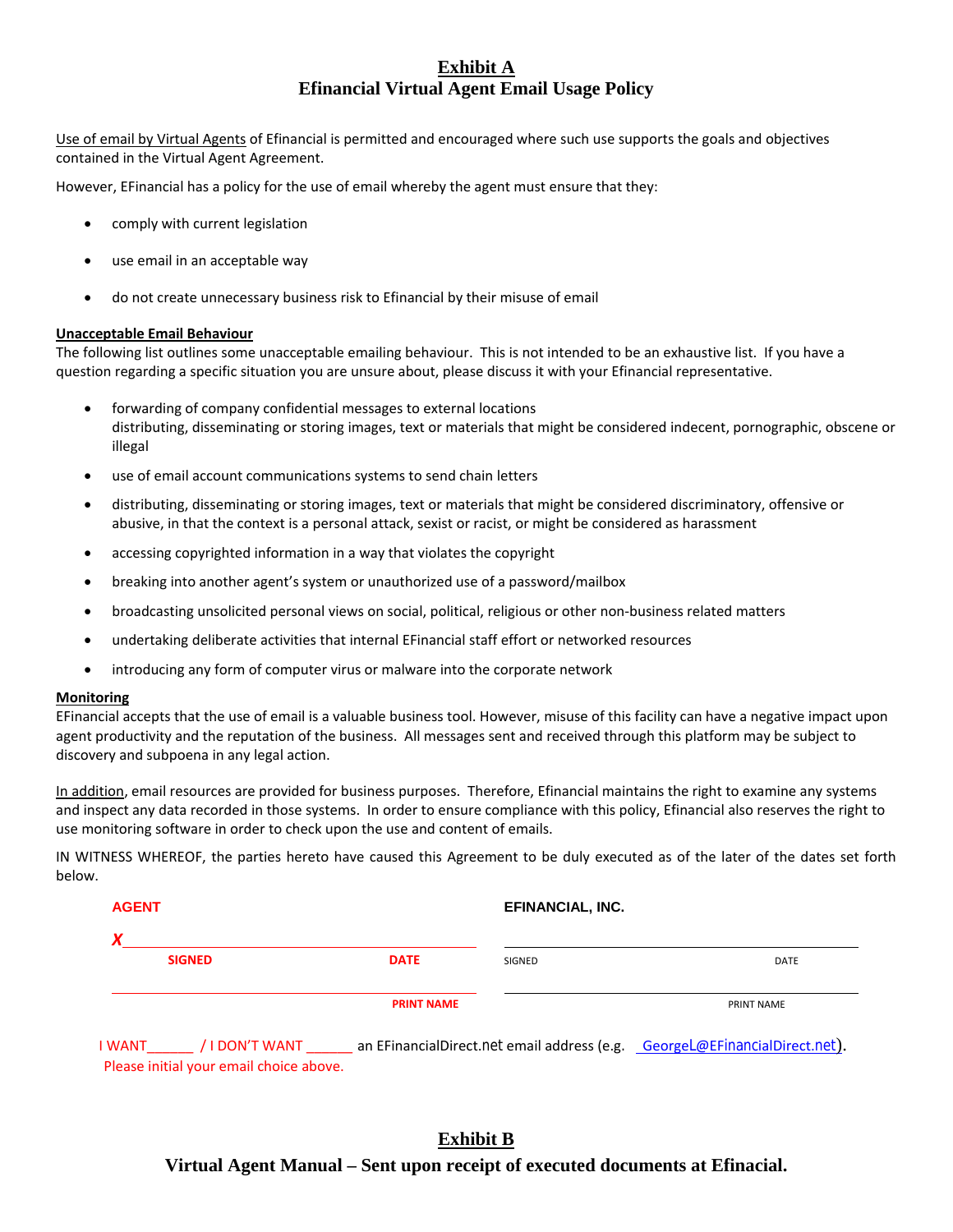# Exhibit A
## Efinancial Virtual Agent Email Usage Policy

Use of email by Virtual Agents of Efinancial is permitted and encouraged where such use supports the goals and objectives contained in the Virtual Agent Agreement.

However, EFinancial has a policy for the use of email whereby the agent must ensure that they:

- comply with current legislation
- use email in an acceptable way
- do not create unnecessary business risk to Efinancial by their misuse of email

**Unacceptable Email Behaviour**

The following list outlines some unacceptable emailing behaviour. This is not intended to be an exhaustive list. If you have a question regarding a specific situation you are unsure about, please discuss it with your Efinancial representative.

- forwarding of company confidential messages to external locations
  distributing, disseminating or storing images, text or materials that might be considered indecent, pornographic, obscene or illegal
- use of email account communications systems to send chain letters
- distributing, disseminating or storing images, text or materials that might be considered discriminatory, offensive or abusive, in that the context is a personal attack, sexist or racist, or might be considered as harassment
- accessing copyrighted information in a way that violates the copyright
- breaking into another agent's system or unauthorized use of a password/mailbox
- broadcasting unsolicited personal views on social, political, religious or other non-business related matters
- undertaking deliberate activities that internal EFinancial staff effort or networked resources
- introducing any form of computer virus or malware into the corporate network

**Monitoring**

EFinancial accepts that the use of email is a valuable business tool. However, misuse of this facility can have a negative impact upon agent productivity and the reputation of the business. All messages sent and received through this platform may be subject to discovery and subpoena in any legal action.

In addition, email resources are provided for business purposes. Therefore, Efinancial maintains the right to examine any systems and inspect any data recorded in those systems. In order to ensure compliance with this policy, Efinancial also reserves the right to use monitoring software in order to check upon the use and content of emails.

IN WITNESS WHEREOF, the parties hereto have caused this Agreement to be duly executed as of the later of the dates set forth below.

| AGENT | | EFINANCIAL, INC. | |
|---|---|---|---|
| X________________ | | ________________ | |
| SIGNED | DATE | SIGNED | DATE |
| ________________ | | ________________ | |
| | PRINT NAME | | PRINT NAME |

I WANT______ / I DON'T WANT ______ an EFinancialDirect.net email address (e.g. GeorgeL@EFinancialDirect.net).
Please initial your email choice above.

# Exhibit B
## Virtual Agent Manual – Sent upon receipt of executed documents at Efinacial.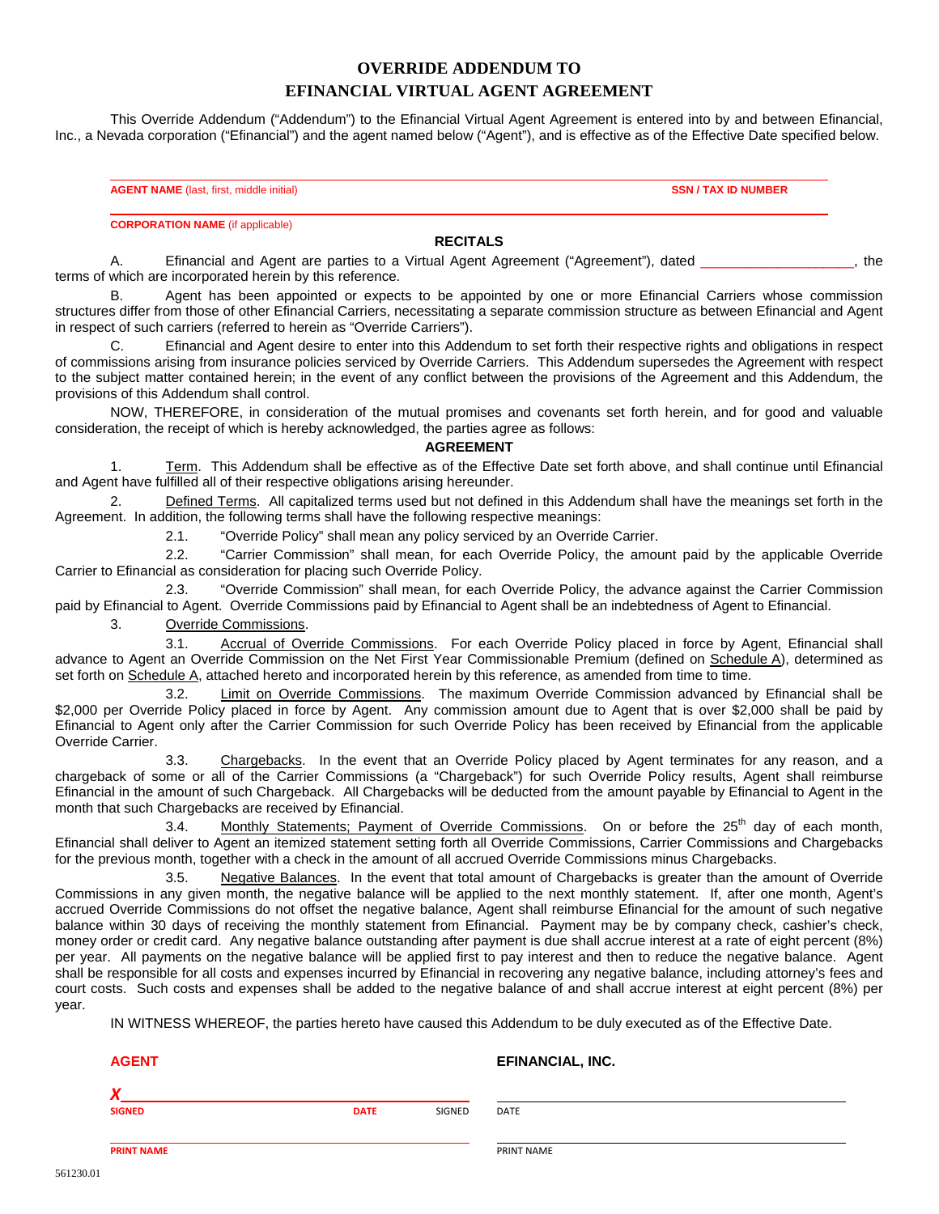# OVERRIDE ADDENDUM TO EFINANCIAL VIRTUAL AGENT AGREEMENT

This Override Addendum ("Addendum") to the Efinancial Virtual Agent Agreement is entered into by and between Efinancial, Inc., a Nevada corporation ("Efinancial") and the agent named below ("Agent"), and is effective as of the Effective Date specified below.

______________________________________________________________________________

**AGENT NAME** (last, first, middle initial) **SSN / TAX ID NUMBER**

______________________________________________________________________________

**CORPORATION NAME** (if applicable)

**RECITALS**

A. Efinancial and Agent are parties to a Virtual Agent Agreement ("Agreement"), dated ___________________, the terms of which are incorporated herein by this reference.

B. Agent has been appointed or expects to be appointed by one or more Efinancial Carriers whose commission structures differ from those of other Efinancial Carriers, necessitating a separate commission structure as between Efinancial and Agent in respect of such carriers (referred to herein as "Override Carriers").

C. Efinancial and Agent desire to enter into this Addendum to set forth their respective rights and obligations in respect of commissions arising from insurance policies serviced by Override Carriers. This Addendum supersedes the Agreement with respect to the subject matter contained herein; in the event of any conflict between the provisions of the Agreement and this Addendum, the provisions of this Addendum shall control.

NOW, THEREFORE, in consideration of the mutual promises and covenants set forth herein, and for good and valuable consideration, the receipt of which is hereby acknowledged, the parties agree as follows:

**AGREEMENT**

1. Term. This Addendum shall be effective as of the Effective Date set forth above, and shall continue until Efinancial and Agent have fulfilled all of their respective obligations arising hereunder.

2. Defined Terms. All capitalized terms used but not defined in this Addendum shall have the meanings set forth in the Agreement. In addition, the following terms shall have the following respective meanings:

2.1. "Override Policy" shall mean any policy serviced by an Override Carrier.

2.2. "Carrier Commission" shall mean, for each Override Policy, the amount paid by the applicable Override Carrier to Efinancial as consideration for placing such Override Policy.

2.3. "Override Commission" shall mean, for each Override Policy, the advance against the Carrier Commission paid by Efinancial to Agent. Override Commissions paid by Efinancial to Agent shall be an indebtedness of Agent to Efinancial.

3. Override Commissions.

3.1. Accrual of Override Commissions. For each Override Policy placed in force by Agent, Efinancial shall advance to Agent an Override Commission on the Net First Year Commissionable Premium (defined on Schedule A), determined as set forth on Schedule A, attached hereto and incorporated herein by this reference, as amended from time to time.

3.2. Limit on Override Commissions. The maximum Override Commission advanced by Efinancial shall be $2,000 per Override Policy placed in force by Agent. Any commission amount due to Agent that is over $2,000 shall be paid by Efinancial to Agent only after the Carrier Commission for such Override Policy has been received by Efinancial from the applicable Override Carrier.

3.3. Chargebacks. In the event that an Override Policy placed by Agent terminates for any reason, and a chargeback of some or all of the Carrier Commissions (a "Chargeback") for such Override Policy results, Agent shall reimburse Efinancial in the amount of such Chargeback. All Chargebacks will be deducted from the amount payable by Efinancial to Agent in the month that such Chargebacks are received by Efinancial.

3.4. Monthly Statements; Payment of Override Commissions. On or before the 25th day of each month, Efinancial shall deliver to Agent an itemized statement setting forth all Override Commissions, Carrier Commissions and Chargebacks for the previous month, together with a check in the amount of all accrued Override Commissions minus Chargebacks.

3.5. Negative Balances. In the event that total amount of Chargebacks is greater than the amount of Override Commissions in any given month, the negative balance will be applied to the next monthly statement. If, after one month, Agent's accrued Override Commissions do not offset the negative balance, Agent shall reimburse Efinancial for the amount of such negative balance within 30 days of receiving the monthly statement from Efinancial. Payment may be by company check, cashier's check, money order or credit card. Any negative balance outstanding after payment is due shall accrue interest at a rate of eight percent (8%) per year. All payments on the negative balance will be applied first to pay interest and then to reduce the negative balance. Agent shall be responsible for all costs and expenses incurred by Efinancial in recovering any negative balance, including attorney's fees and court costs. Such costs and expenses shall be added to the negative balance of and shall accrue interest at eight percent (8%) per year.

IN WITNESS WHEREOF, the parties hereto have caused this Addendum to be duly executed as of the Effective Date.

| **AGENT** | | **EFINANCIAL, INC.** | |
|---|---|---|---|
| X______________________ | | ______________________ | |
| **SIGNED** | **DATE** | SIGNED | DATE |
| ______________________ | | ______________________ | |
| **PRINT NAME** | | PRINT NAME | |

561230.01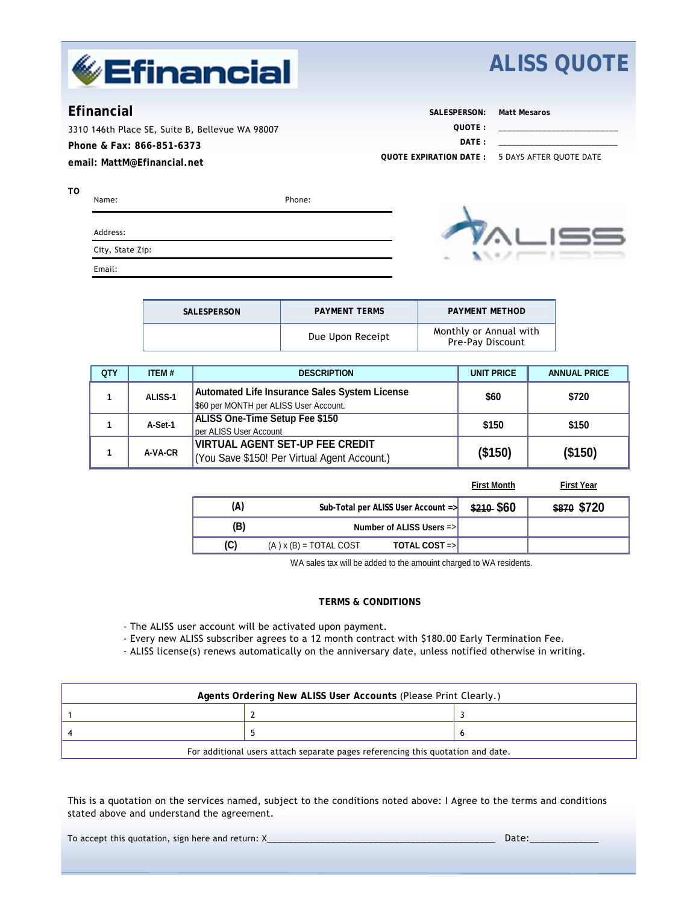# ALISS QUOTE

**Efinancial**

3310 146th Place SE, Suite B, Bellevue WA 98007

**Phone & Fax: 866-851-6373**

**email: MattM@Efinancial.net**

**SALESPERSON:** Matt Mesaros

**QUOTE :** ________________________

**DATE :** ________________________

**QUOTE EXPIRATION DATE :** 5 DAYS AFTER QUOTE DATE

**TO**

Name: Phone:

Address:

City, State Zip:

Email:

| SALESPERSON | PAYMENT TERMS | PAYMENT METHOD |
|---|---|---|
| | Due Upon Receipt | Monthly or Annual with Pre-Pay Discount |

| QTY | ITEM # | DESCRIPTION | UNIT PRICE | ANNUAL PRICE |
|---|---|---|---|---|
| 1 | ALISS-1 | **Automated Life Insurance Sales System License** $60 per MONTH per ALISS User Account. | $60 | $720 |
| 1 | A-Set-1 | **ALISS One-Time Setup Fee $150** per ALISS User Account | $150 | $150 |
| 1 | A-VA-CR | **VIRTUAL AGENT SET-UP FEE CREDIT** (You Save $150! Per Virtual Agent Account.) | ($150) | ($150) |

| | | First Month | First Year |
|---|---|---|---|
| (A) | Sub-Total per ALISS User Account => | ~~$210~~ $60 | ~~$870~~ $720 |
| (B) | Number of ALISS Users => | | |
| (C) | (A) x (B) = TOTAL COST **TOTAL COST =>** | | |

WA sales tax will be added to the amouint charged to WA residents.

**TERMS & CONDITIONS**

- The ALISS user account will be activated upon payment.
- Every new ALISS subscriber agrees to a 12 month contract with $180.00 Early Termination Fee.
- ALISS license(s) renews automatically on the anniversary date, unless notified otherwise in writing.

| **Agents Ordering New ALISS User Accounts** (Please Print Clearly.) | | |
|---|---|---|
| 1 | 2 | 3 |
| 4 | 5 | 6 |
| For additional users attach separate pages referencing this quotation and date. | | |

This is a quotation on the services named, subject to the conditions noted above: I Agree to the terms and conditions stated above and understand the agreement.

To accept this quotation, sign here and return: X_______________________________________________ Date:______________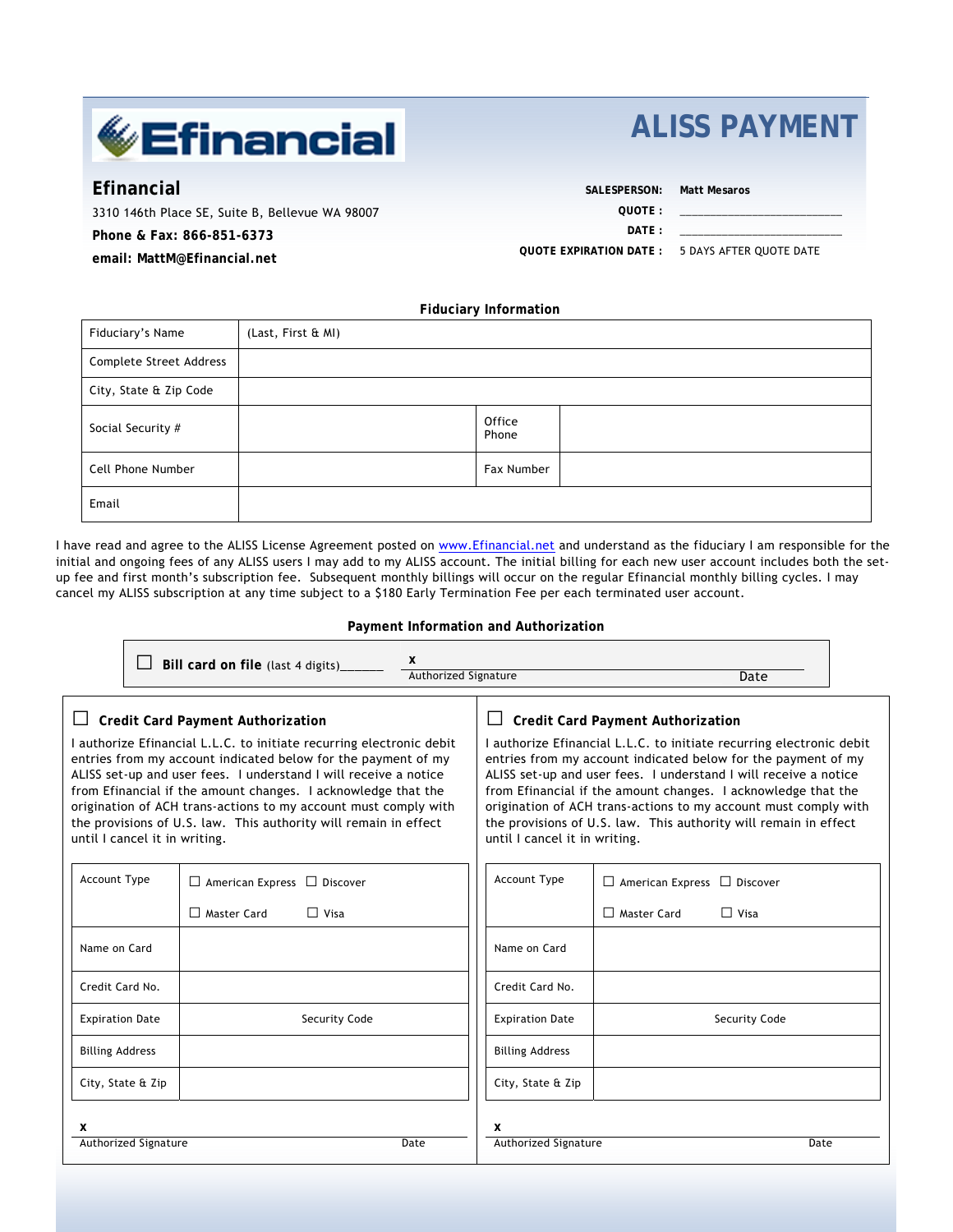# ALISS PAYMENT

**Efinancial**

3310 146th Place SE, Suite B, Bellevue WA 98007

**Phone & Fax: 866-851-6373**

**email: MattM@Efinancial.net**

**SALESPERSON:** Matt Mesaros

**QUOTE :** ________________________

**DATE :** ________________________

**QUOTE EXPIRATION DATE :** 5 DAYS AFTER QUOTE DATE

**Fiduciary Information**

| Fiduciary's Name | (Last, First & MI) | | |
|---|---|---|---|
| Complete Street Address | | | |
| City, State & Zip Code | | | |
| Social Security # | | Office Phone | |
| Cell Phone Number | | Fax Number | |
| Email | | | |

I have read and agree to the ALISS License Agreement posted on www.Efinancial.net and understand as the fiduciary I am responsible for the initial and ongoing fees of any ALISS users I may add to my ALISS account. The initial billing for each new user account includes both the set-up fee and first month's subscription fee. Subsequent monthly billings will occur on the regular Efinancial monthly billing cycles. I may cancel my ALISS subscription at any time subject to a $180 Early Termination Fee per each terminated user account.

**Payment Information and Authorization**

☐ **Bill card on file** (last 4 digits)______ x ________________________ Authorized Signature Date

### ☐ Credit Card Payment Authorization

I authorize Efinancial L.L.C. to initiate recurring electronic debit entries from my account indicated below for the payment of my ALISS set-up and user fees. I understand I will receive a notice from Efinancial if the amount changes. I acknowledge that the origination of ACH trans-actions to my account must comply with the provisions of U.S. law. This authority will remain in effect until I cancel it in writing.

| Account Type | ☐ American Express ☐ Discover ☐ Master Card ☐ Visa |
|---|---|
| Name on Card | |
| Credit Card No. | |
| Expiration Date | Security Code |
| Billing Address | |
| City, State & Zip | |

x ________________________ Authorized Signature Date

### ☐ Credit Card Payment Authorization

I authorize Efinancial L.L.C. to initiate recurring electronic debit entries from my account indicated below for the payment of my ALISS set-up and user fees. I understand I will receive a notice from Efinancial if the amount changes. I acknowledge that the origination of ACH trans-actions to my account must comply with the provisions of U.S. law. This authority will remain in effect until I cancel it in writing.

| Account Type | ☐ American Express ☐ Discover ☐ Master Card ☐ Visa |
|---|---|
| Name on Card | |
| Credit Card No. | |
| Expiration Date | Security Code |
| Billing Address | |
| City, State & Zip | |

x ________________________ Authorized Signature Date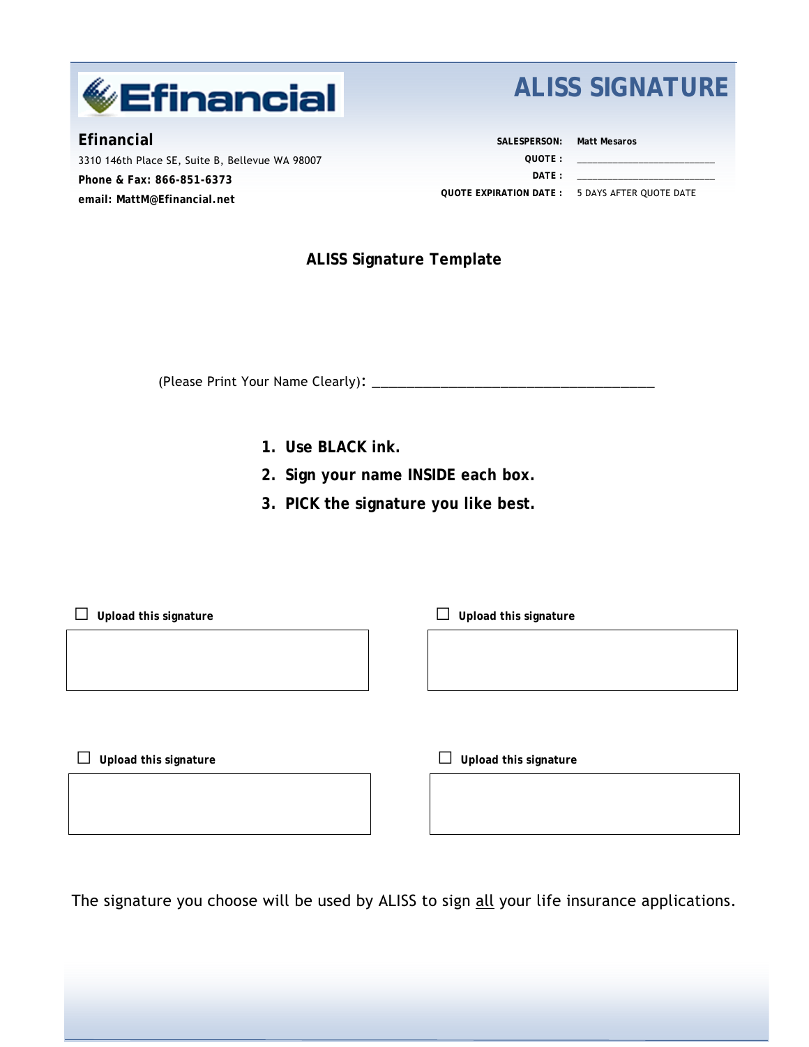# ALISS SIGNATURE

**Efinancial**

3310 146th Place SE, Suite B, Bellevue WA 98007

**Phone & Fax: 866-851-6373**

**email: MattM@Efinancial.net**

**SALESPERSON:** **Matt Mesaros**

**QUOTE :** ______________________

**DATE :** ______________________

**QUOTE EXPIRATION DATE :** 5 DAYS AFTER QUOTE DATE

## ALISS Signature Template

(Please Print Your Name Clearly): ________________________________________

1. **Use BLACK ink.**
2. **Sign your name INSIDE each box.**
3. **PICK the signature you like best.**

☐ **Upload this signature**

☐ **Upload this signature**

☐ **Upload this signature**

☐ **Upload this signature**

The signature you choose will be used by ALISS to sign <u>all</u> your life insurance applications.